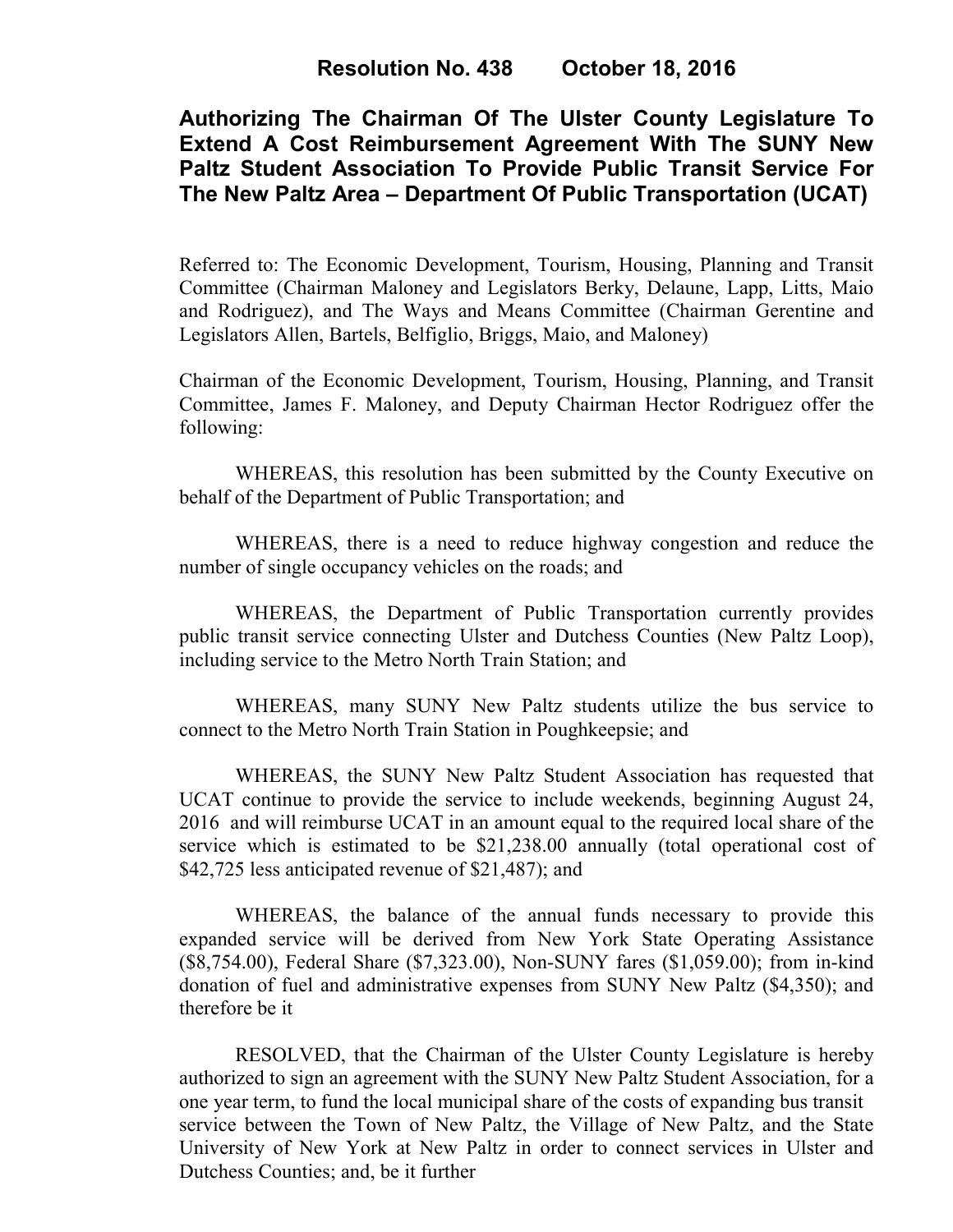# Resolution No. 438 October 18, 2016

## Authorizing The Chairman Of The Ulster County Legislature To Extend A Cost Reimbursement Agreement With The SUNY New Paltz Student Association To Provide Public Transit Service For The New Paltz Area – Department Of Public Transportation (UCAT)

Referred to: The Economic Development, Tourism, Housing, Planning and Transit Committee (Chairman Maloney and Legislators Berky, Delaune, Lapp, Litts, Maio and Rodriguez), and The Ways and Means Committee (Chairman Gerentine and Legislators Allen, Bartels, Belfiglio, Briggs, Maio, and Maloney)

Chairman of the Economic Development, Tourism, Housing, Planning, and Transit Committee, James F. Maloney, and Deputy Chairman Hector Rodriguez offer the following:

WHEREAS, this resolution has been submitted by the County Executive on behalf of the Department of Public Transportation; and

WHEREAS, there is a need to reduce highway congestion and reduce the number of single occupancy vehicles on the roads; and

WHEREAS, the Department of Public Transportation currently provides public transit service connecting Ulster and Dutchess Counties (New Paltz Loop), including service to the Metro North Train Station; and

WHEREAS, many SUNY New Paltz students utilize the bus service to connect to the Metro North Train Station in Poughkeepsie; and

WHEREAS, the SUNY New Paltz Student Association has requested that UCAT continue to provide the service to include weekends, beginning August 24, 2016 and will reimburse UCAT in an amount equal to the required local share of the service which is estimated to be $21,238.00 annually (total operational cost of $42,725 less anticipated revenue of $21,487); and

WHEREAS, the balance of the annual funds necessary to provide this expanded service will be derived from New York State Operating Assistance ($8,754.00), Federal Share ($7,323.00), Non-SUNY fares ($1,059.00); from in-kind donation of fuel and administrative expenses from SUNY New Paltz ($4,350); and therefore be it

RESOLVED, that the Chairman of the Ulster County Legislature is hereby authorized to sign an agreement with the SUNY New Paltz Student Association, for a one year term, to fund the local municipal share of the costs of expanding bus transit service between the Town of New Paltz, the Village of New Paltz, and the State University of New York at New Paltz in order to connect services in Ulster and Dutchess Counties; and, be it further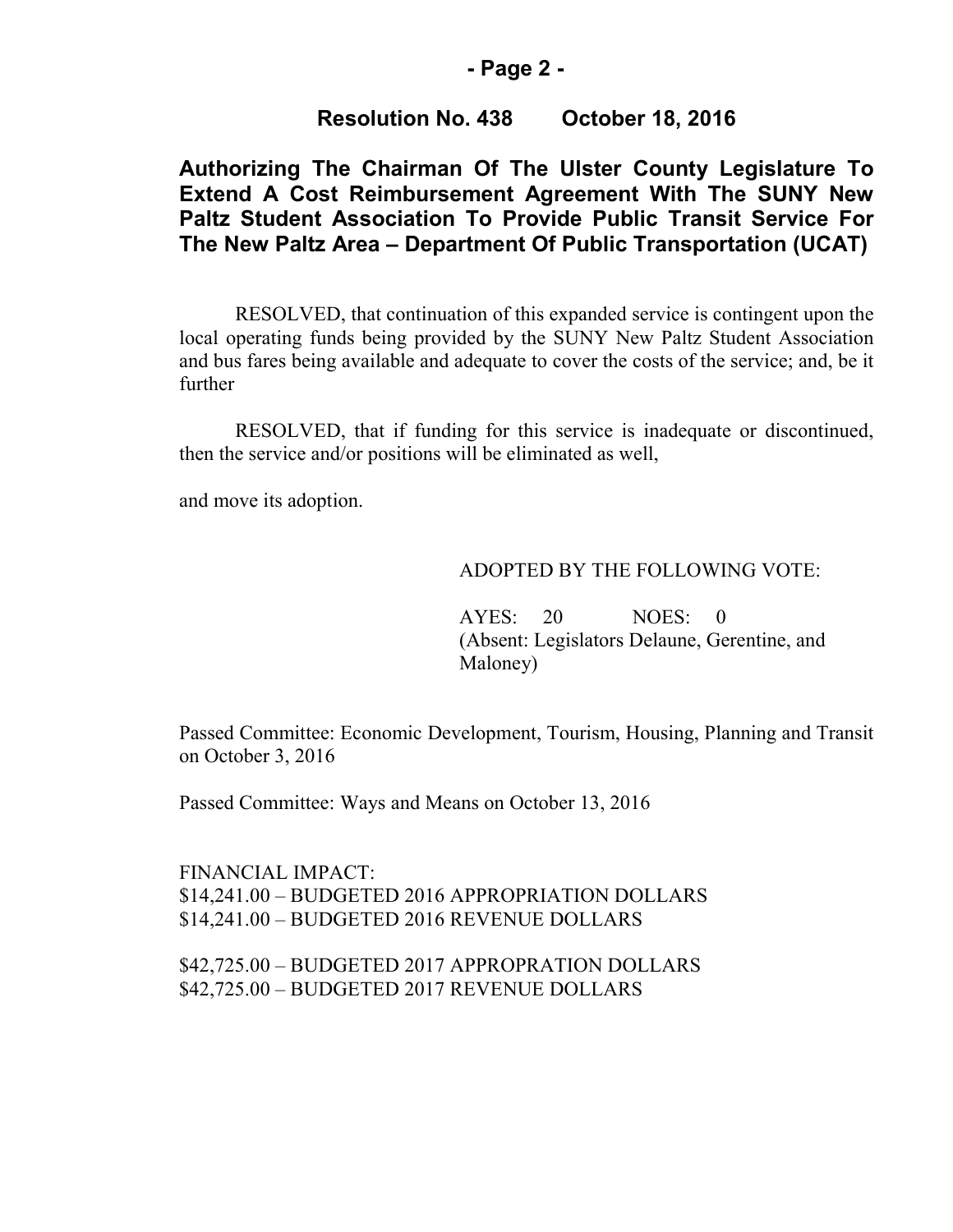## Resolution No. 438 October 18, 2016

**Authorizing The Chairman Of The Ulster County Legislature To Extend A Cost Reimbursement Agreement With The SUNY New Paltz Student Association To Provide Public Transit Service For The New Paltz Area – Department Of Public Transportation (UCAT)**

RESOLVED, that continuation of this expanded service is contingent upon the local operating funds being provided by the SUNY New Paltz Student Association and bus fares being available and adequate to cover the costs of the service; and, be it further

RESOLVED, that if funding for this service is inadequate or discontinued, then the service and/or positions will be eliminated as well,

and move its adoption.

ADOPTED BY THE FOLLOWING VOTE:

AYES: 20 NOES: 0
(Absent: Legislators Delaune, Gerentine, and Maloney)

Passed Committee: Economic Development, Tourism, Housing, Planning and Transit on October 3, 2016

Passed Committee: Ways and Means on October 13, 2016

FINANCIAL IMPACT:
$14,241.00 – BUDGETED 2016 APPROPRIATION DOLLARS
$14,241.00 – BUDGETED 2016 REVENUE DOLLARS

$42,725.00 – BUDGETED 2017 APPROPRATION DOLLARS
$42,725.00 – BUDGETED 2017 REVENUE DOLLARS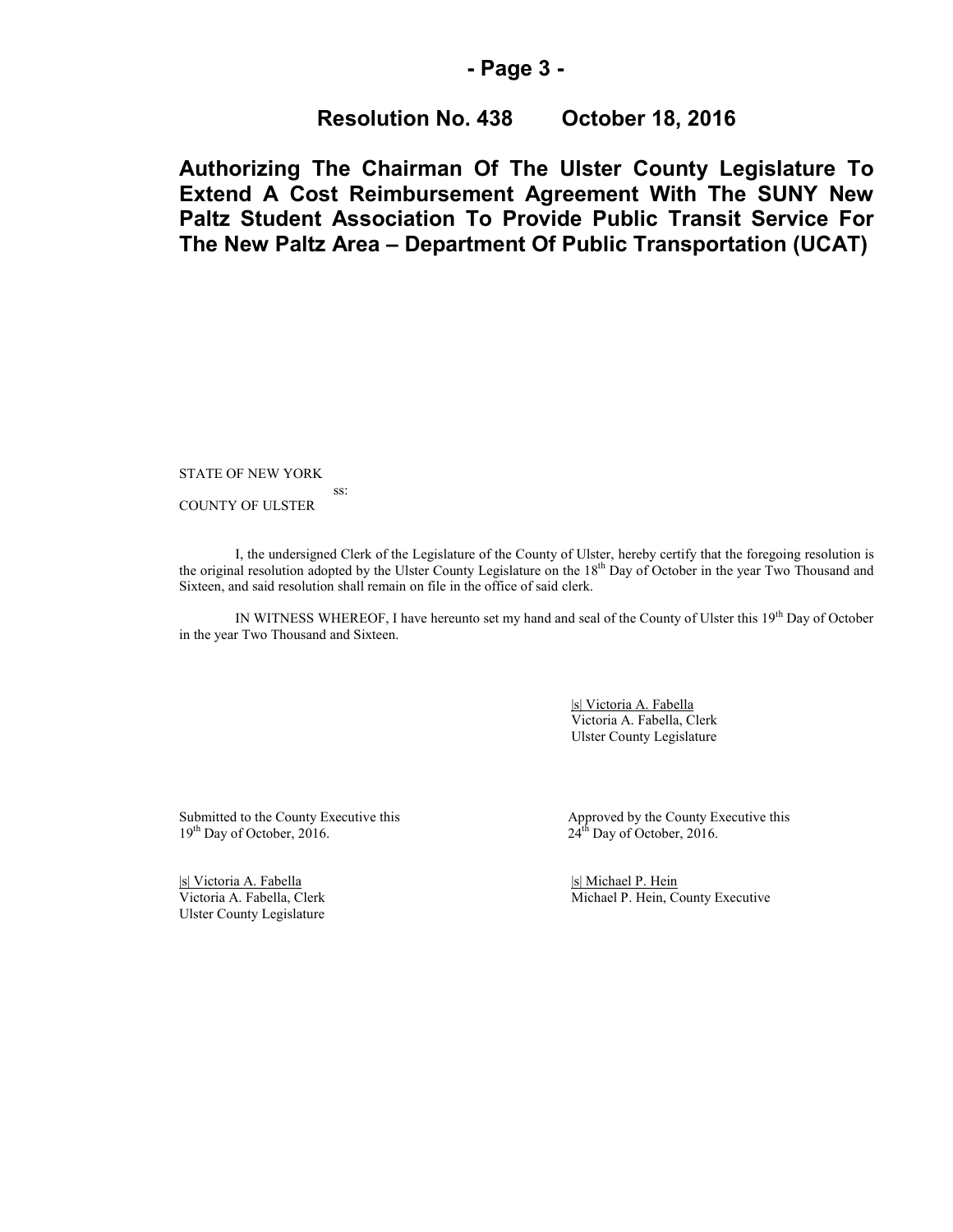## Resolution No. 438 October 18, 2016

## Authorizing The Chairman Of The Ulster County Legislature To Extend A Cost Reimbursement Agreement With The SUNY New Paltz Student Association To Provide Public Transit Service For The New Paltz Area – Department Of Public Transportation (UCAT)

STATE OF NEW YORK
ss:
COUNTY OF ULSTER

I, the undersigned Clerk of the Legislature of the County of Ulster, hereby certify that the foregoing resolution is the original resolution adopted by the Ulster County Legislature on the 18th Day of October in the year Two Thousand and Sixteen, and said resolution shall remain on file in the office of said clerk.

IN WITNESS WHEREOF, I have hereunto set my hand and seal of the County of Ulster this 19th Day of October in the year Two Thousand and Sixteen.

|s| Victoria A. Fabella
Victoria A. Fabella, Clerk
Ulster County Legislature

Submitted to the County Executive this 19th Day of October, 2016.

|s| Victoria A. Fabella
Victoria A. Fabella, Clerk
Ulster County Legislature

Approved by the County Executive this 24th Day of October, 2016.

|s| Michael P. Hein
Michael P. Hein, County Executive